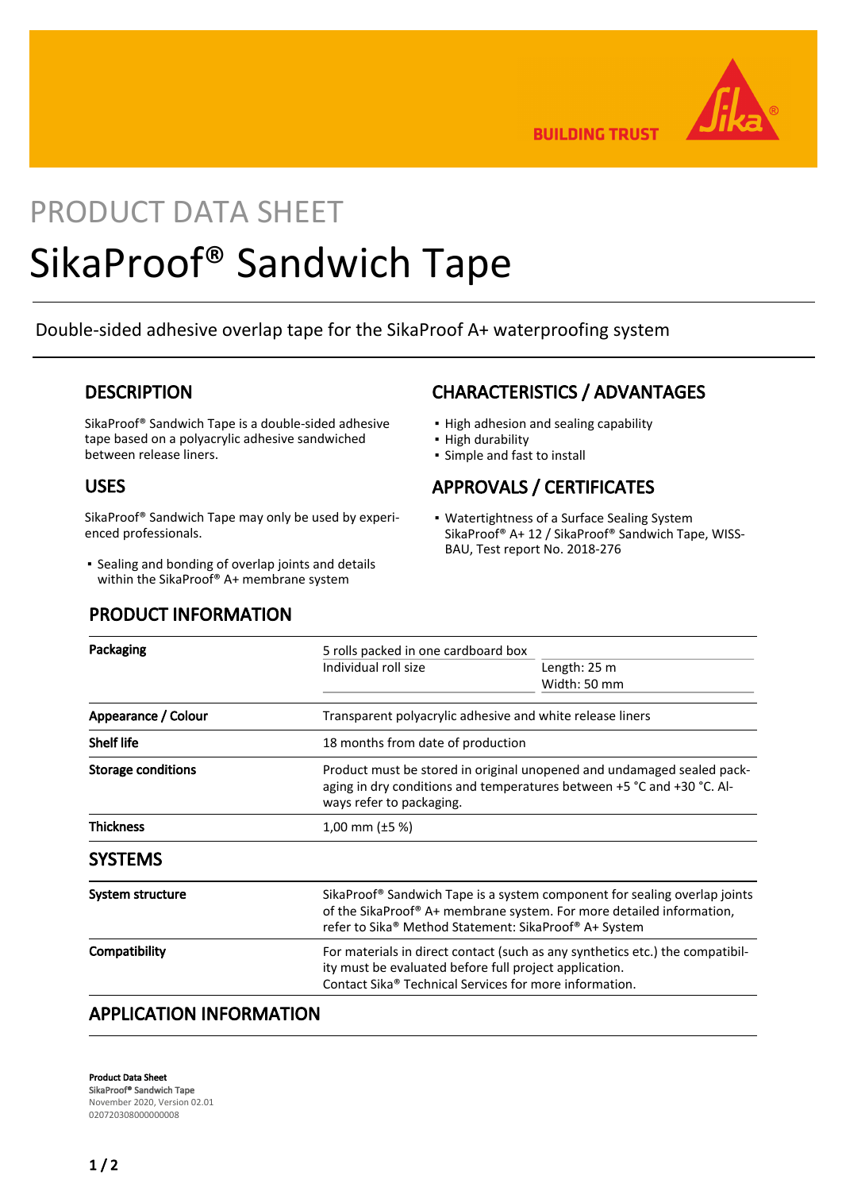BUILDING TRUST

PRODUCT DATA SHEET

# SikaProof® Sandwich Tape

Double-sided adhesive overlap tape for the SikaProof A+ waterproofing system

## DESCRIPTION

SikaProof® Sandwich Tape is a double-sided adhesive tape based on a polyacrylic adhesive sandwiched between release liners.

## USES

SikaProof® Sandwich Tape may only be used by experienced professionals.

- Sealing and bonding of overlap joints and details within the SikaProof® A+ membrane system

## CHARACTERISTICS / ADVANTAGES

- High adhesion and sealing capability
- High durability
- Simple and fast to install

## APPROVALS / CERTIFICATES

- Watertightness of a Surface Sealing System SikaProof® A+ 12 / SikaProof® Sandwich Tape, WISS-BAU, Test report No. 2018-276

## PRODUCT INFORMATION

| | | |
|---|---|---|
| **Packaging** | 5 rolls packed in one cardboard box | |
| | Individual roll size | Length: 25 m<br>Width: 50 mm |
| **Appearance / Colour** | Transparent polyacrylic adhesive and white release liners | |
| **Shelf life** | 18 months from date of production | |
| **Storage conditions** | Product must be stored in original unopened and undamaged sealed packaging in dry conditions and temperatures between +5 °C and +30 °C. Always refer to packaging. | |
| **Thickness** | 1,00 mm (±5 %) | |

## SYSTEMS

| | |
|---|---|
| **System structure** | SikaProof® Sandwich Tape is a system component for sealing overlap joints of the SikaProof® A+ membrane system. For more detailed information, refer to Sika® Method Statement: SikaProof® A+ System |
| **Compatibility** | For materials in direct contact (such as any synthetics etc.) the compatibility must be evaluated before full project application.<br>Contact Sika® Technical Services for more information. |

## APPLICATION INFORMATION

**Product Data Sheet**
SikaProof® Sandwich Tape
November 2020, Version 02.01
020720308000000008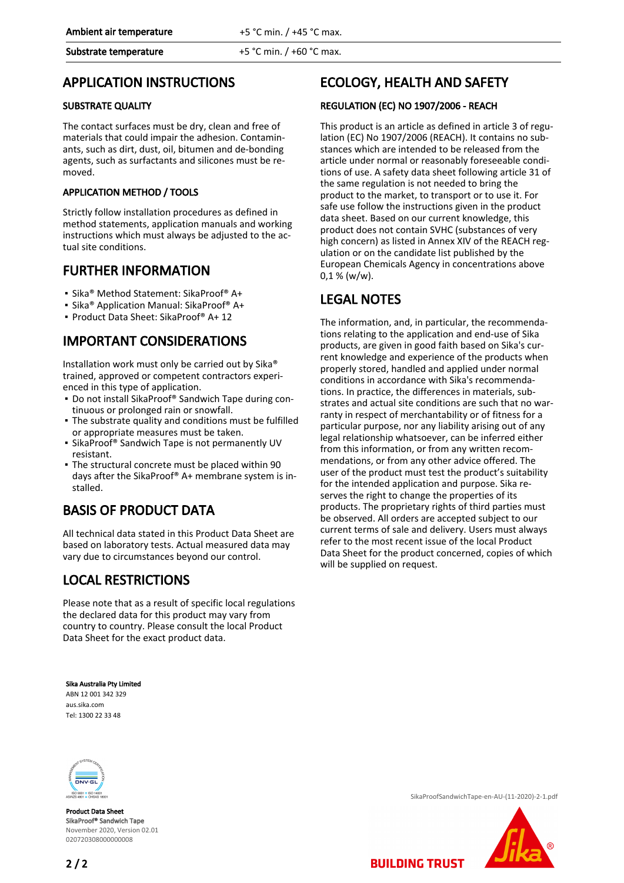| | |
|---|---|
| **Ambient air temperature** | +5 °C min. / +45 °C max. |
| **Substrate temperature** | +5 °C min. / +60 °C max. |

## APPLICATION INSTRUCTIONS

### SUBSTRATE QUALITY

The contact surfaces must be dry, clean and free of materials that could impair the adhesion. Contaminants, such as dirt, dust, oil, bitumen and de-bonding agents, such as surfactants and silicones must be removed.

### APPLICATION METHOD / TOOLS

Strictly follow installation procedures as defined in method statements, application manuals and working instructions which must always be adjusted to the actual site conditions.

## FURTHER INFORMATION

- Sika® Method Statement: SikaProof® A+
- Sika® Application Manual: SikaProof® A+
- Product Data Sheet: SikaProof® A+ 12

## IMPORTANT CONSIDERATIONS

Installation work must only be carried out by Sika® trained, approved or competent contractors experienced in this type of application.

- Do not install SikaProof® Sandwich Tape during continuous or prolonged rain or snowfall.
- The substrate quality and conditions must be fulfilled or appropriate measures must be taken.
- SikaProof® Sandwich Tape is not permanently UV resistant.
- The structural concrete must be placed within 90 days after the SikaProof® A+ membrane system is installed.

## BASIS OF PRODUCT DATA

All technical data stated in this Product Data Sheet are based on laboratory tests. Actual measured data may vary due to circumstances beyond our control.

## LOCAL RESTRICTIONS

Please note that as a result of specific local regulations the declared data for this product may vary from country to country. Please consult the local Product Data Sheet for the exact product data.

## ECOLOGY, HEALTH AND SAFETY

### REGULATION (EC) NO 1907/2006 - REACH

This product is an article as defined in article 3 of regulation (EC) No 1907/2006 (REACH). It contains no substances which are intended to be released from the article under normal or reasonably foreseeable conditions of use. A safety data sheet following article 31 of the same regulation is not needed to bring the product to the market, to transport or to use it. For safe use follow the instructions given in the product data sheet. Based on our current knowledge, this product does not contain SVHC (substances of very high concern) as listed in Annex XIV of the REACH regulation or on the candidate list published by the European Chemicals Agency in concentrations above 0,1 % (w/w).

## LEGAL NOTES

The information, and, in particular, the recommendations relating to the application and end-use of Sika products, are given in good faith based on Sika's current knowledge and experience of the products when properly stored, handled and applied under normal conditions in accordance with Sika's recommendations. In practice, the differences in materials, substrates and actual site conditions are such that no warranty in respect of merchantability or of fitness for a particular purpose, nor any liability arising out of any legal relationship whatsoever, can be inferred either from this information, or from any written recommendations, or from any other advice offered. The user of the product must test the product's suitability for the intended application and purpose. Sika reserves the right to change the properties of its products. The proprietary rights of third parties must be observed. All orders are accepted subject to our current terms of sale and delivery. Users must always refer to the most recent issue of the local Product Data Sheet for the product concerned, copies of which will be supplied on request.

**Sika Australia Pty Limited**
ABN 12 001 342 329
aus.sika.com
Tel: 1300 22 33 48

**Product Data Sheet**
**SikaProof® Sandwich Tape**
November 2020, Version 02.01
020720308000000008

SikaProofSandwichTape-en-AU-(11-2020)-2-1.pdf

BUILDING TRUST